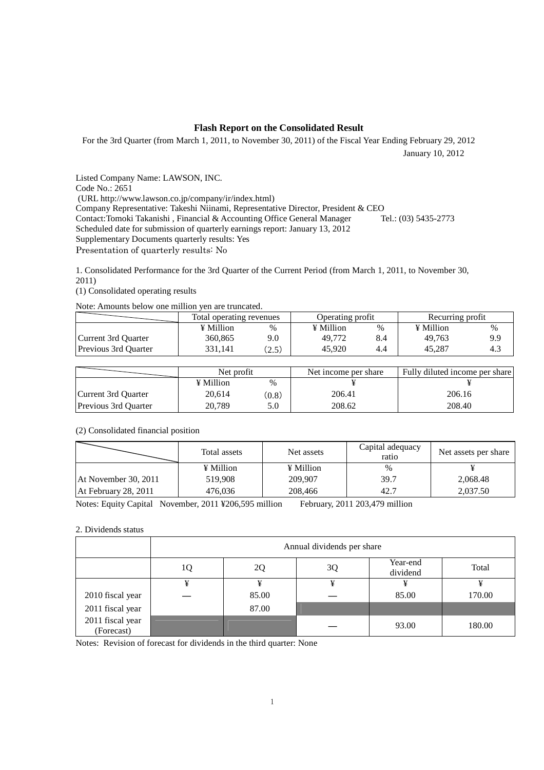# Flash Report on the Consolidated Result

For the 3rd Quarter (from March 1, 2011, to November 30, 2011) of the Fiscal Year Ending February 29, 2012

January 10, 2012

Listed Company Name: LAWSON, INC.
Code No.: 2651
(URL http://www.lawson.co.jp/company/ir/index.html)
Company Representative: Takeshi Niinami, Representative Director, President & CEO
Contact:Tomoki Takanishi , Financial & Accounting Office General Manager Tel.: (03) 5435-2773
Scheduled date for submission of quarterly earnings report: January 13, 2012
Supplementary Documents quarterly results: Yes
Presentation of quarterly results: No

1. Consolidated Performance for the 3rd Quarter of the Current Period (from March 1, 2011, to November 30, 2011)

(1) Consolidated operating results

Note: Amounts below one million yen are truncated.

| | Total operating revenues | | Operating profit | | Recurring profit | |
|---|---|---|---|---|---|---|
| | ¥ Million | % | ¥ Million | % | ¥ Million | % |
| Current 3rd Quarter | 360,865 | 9.0 | 49,772 | 8.4 | 49,763 | 9.9 |
| Previous 3rd Quarter | 331,141 | (2.5) | 45,920 | 4.4 | 45,287 | 4.3 |

| | Net profit | | Net income per share | Fully diluted income per share |
|---|---|---|---|---|
| | ¥ Million | % | ¥ | ¥ |
| Current 3rd Quarter | 20,614 | (0.8) | 206.41 | 206.16 |
| Previous 3rd Quarter | 20,789 | 5.0 | 208.62 | 208.40 |

(2) Consolidated financial position

| | Total assets | Net assets | Capital adequacy ratio | Net assets per share |
|---|---|---|---|---|
| | ¥ Million | ¥ Million | % | ¥ |
| At November 30, 2011 | 519,908 | 209,907 | 39.7 | 2,068.48 |
| At February 28, 2011 | 476,036 | 208,466 | 42.7 | 2,037.50 |

Notes: Equity Capital November, 2011 ¥206,595 million February, 2011 203,479 million

2. Dividends status

| | Annual dividends per share | | | | |
|---|---|---|---|---|---|
| | 1Q | 2Q | 3Q | Year-end dividend | Total |
| | ¥ | ¥ | ¥ | ¥ | ¥ |
| 2010 fiscal year | ― | 85.00 | ― | 85.00 | 170.00 |
| 2011 fiscal year | | 87.00 | | | |
| 2011 fiscal year (Forecast) | | | ― | 93.00 | 180.00 |

Notes: Revision of forecast for dividends in the third quarter: None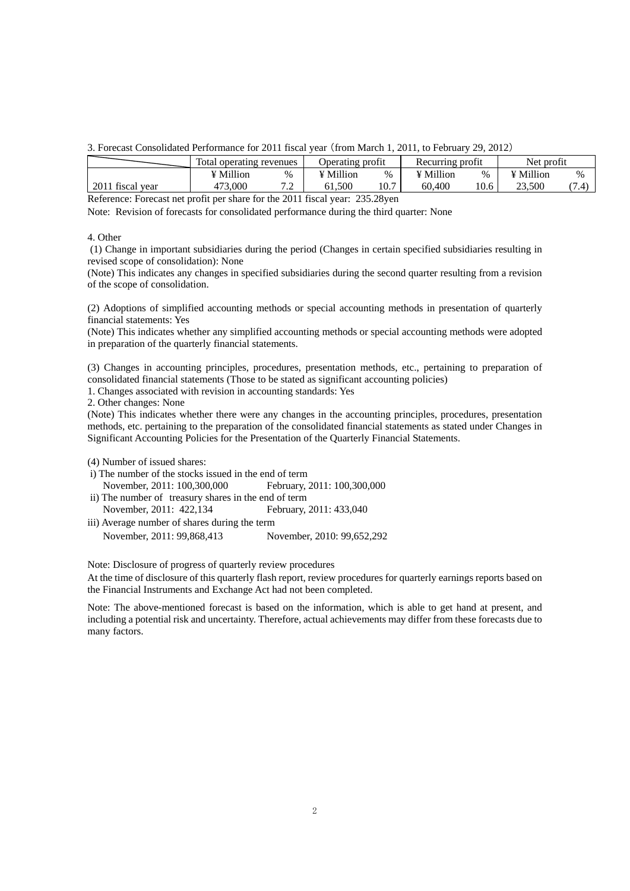3. Forecast Consolidated Performance for 2011 fiscal year（from March 1, 2011, to February 29, 2012）

| | Total operating revenues | | Operating profit | | Recurring profit | | Net profit | |
|---|---|---|---|---|---|---|---|---|
| | ¥ Million | % | ¥ Million | % | ¥ Million | % | ¥ Million | % |
| 2011 fiscal year | 473,000 | 7.2 | 61,500 | 10.7 | 60,400 | 10.6 | 23,500 | (7.4) |

Reference: Forecast net profit per share for the 2011 fiscal year: 235.28yen

Note: Revision of forecasts for consolidated performance during the third quarter: None

4. Other

(1) Change in important subsidiaries during the period (Changes in certain specified subsidiaries resulting in revised scope of consolidation): None

(Note) This indicates any changes in specified subsidiaries during the second quarter resulting from a revision of the scope of consolidation.

(2) Adoptions of simplified accounting methods or special accounting methods in presentation of quarterly financial statements: Yes

(Note) This indicates whether any simplified accounting methods or special accounting methods were adopted in preparation of the quarterly financial statements.

(3) Changes in accounting principles, procedures, presentation methods, etc., pertaining to preparation of consolidated financial statements (Those to be stated as significant accounting policies)

1. Changes associated with revision in accounting standards: Yes
2. Other changes: None

(Note) This indicates whether there were any changes in the accounting principles, procedures, presentation methods, etc. pertaining to the preparation of the consolidated financial statements as stated under Changes in Significant Accounting Policies for the Presentation of the Quarterly Financial Statements.

(4) Number of issued shares:

i) The number of the stocks issued in the end of term
   November, 2011: 100,300,000　　February, 2011: 100,300,000

ii) The number of treasury shares in the end of term
   November, 2011: 422,134　　February, 2011: 433,040

iii) Average number of shares during the term
   November, 2011: 99,868,413　　November, 2010: 99,652,292

Note: Disclosure of progress of quarterly review procedures

At the time of disclosure of this quarterly flash report, review procedures for quarterly earnings reports based on the Financial Instruments and Exchange Act had not been completed.

Note: The above-mentioned forecast is based on the information, which is able to get hand at present, and including a potential risk and uncertainty. Therefore, actual achievements may differ from these forecasts due to many factors.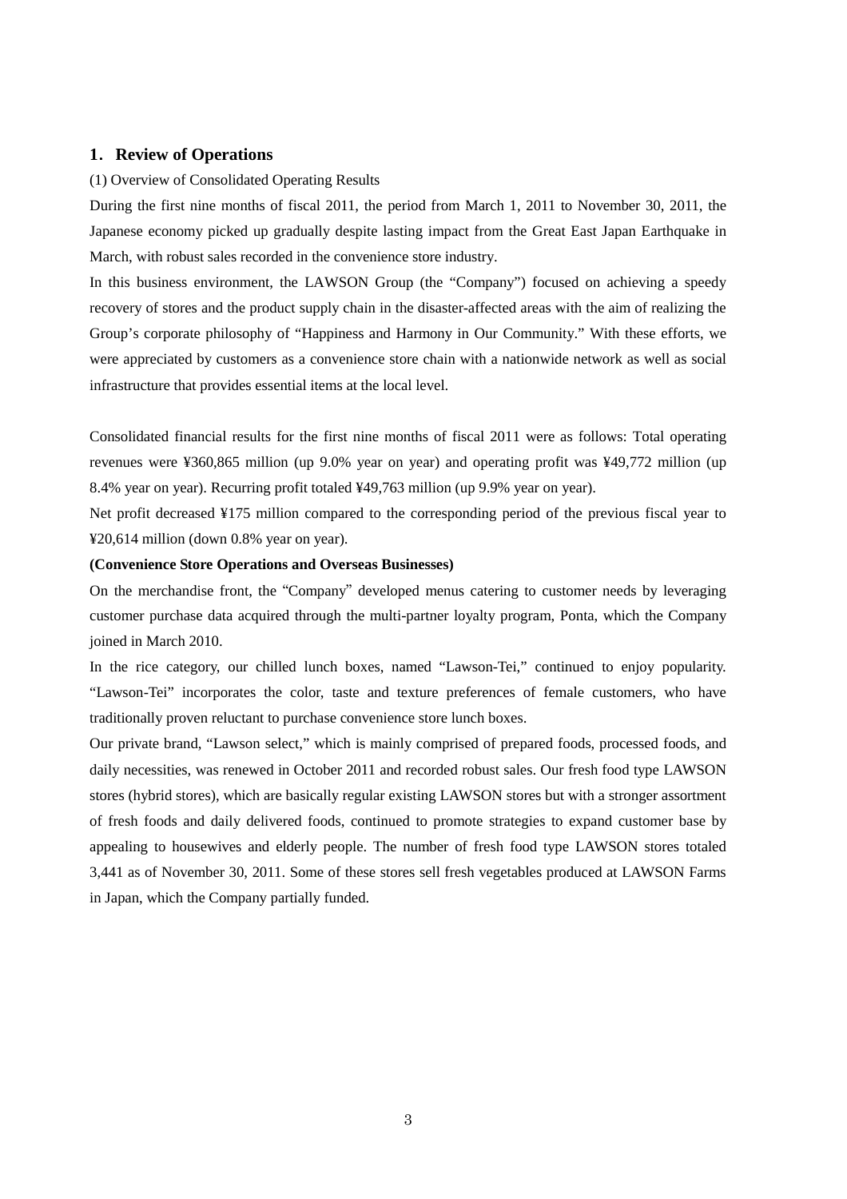## 1. Review of Operations

(1) Overview of Consolidated Operating Results

During the first nine months of fiscal 2011, the period from March 1, 2011 to November 30, 2011, the Japanese economy picked up gradually despite lasting impact from the Great East Japan Earthquake in March, with robust sales recorded in the convenience store industry.

In this business environment, the LAWSON Group (the "Company") focused on achieving a speedy recovery of stores and the product supply chain in the disaster-affected areas with the aim of realizing the Group's corporate philosophy of "Happiness and Harmony in Our Community." With these efforts, we were appreciated by customers as a convenience store chain with a nationwide network as well as social infrastructure that provides essential items at the local level.

Consolidated financial results for the first nine months of fiscal 2011 were as follows: Total operating revenues were ¥360,865 million (up 9.0% year on year) and operating profit was ¥49,772 million (up 8.4% year on year). Recurring profit totaled ¥49,763 million (up 9.9% year on year).

Net profit decreased ¥175 million compared to the corresponding period of the previous fiscal year to ¥20,614 million (down 0.8% year on year).

**(Convenience Store Operations and Overseas Businesses)**

On the merchandise front, the "Company" developed menus catering to customer needs by leveraging customer purchase data acquired through the multi-partner loyalty program, Ponta, which the Company joined in March 2010.

In the rice category, our chilled lunch boxes, named "Lawson-Tei," continued to enjoy popularity. "Lawson-Tei" incorporates the color, taste and texture preferences of female customers, who have traditionally proven reluctant to purchase convenience store lunch boxes.

Our private brand, "Lawson select," which is mainly comprised of prepared foods, processed foods, and daily necessities, was renewed in October 2011 and recorded robust sales. Our fresh food type LAWSON stores (hybrid stores), which are basically regular existing LAWSON stores but with a stronger assortment of fresh foods and daily delivered foods, continued to promote strategies to expand customer base by appealing to housewives and elderly people. The number of fresh food type LAWSON stores totaled 3,441 as of November 30, 2011. Some of these stores sell fresh vegetables produced at LAWSON Farms in Japan, which the Company partially funded.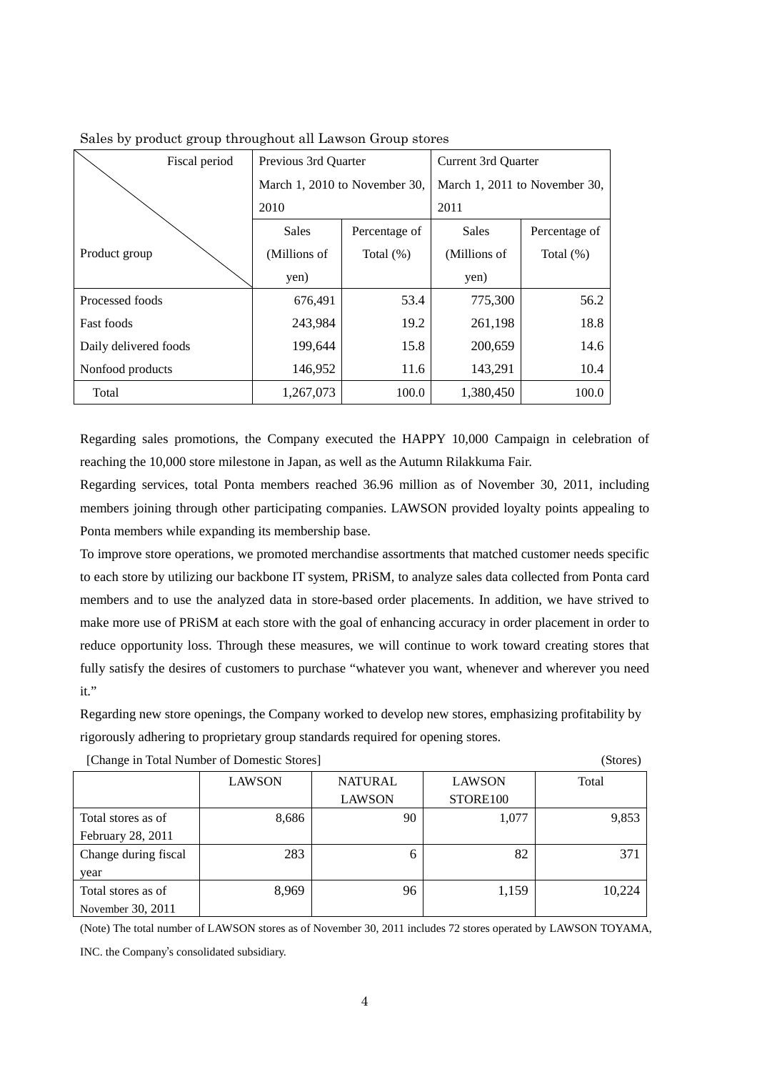Sales by product group throughout all Lawson Group stores

| Fiscal period / Product group | Previous 3rd Quarter March 1, 2010 to November 30, 2010 | | Current 3rd Quarter March 1, 2011 to November 30, 2011 | |
|---|---|---|---|---|
| | Sales (Millions of yen) | Percentage of Total (%) | Sales (Millions of yen) | Percentage of Total (%) |
| Processed foods | 676,491 | 53.4 | 775,300 | 56.2 |
| Fast foods | 243,984 | 19.2 | 261,198 | 18.8 |
| Daily delivered foods | 199,644 | 15.8 | 200,659 | 14.6 |
| Nonfood products | 146,952 | 11.6 | 143,291 | 10.4 |
| Total | 1,267,073 | 100.0 | 1,380,450 | 100.0 |

Regarding sales promotions, the Company executed the HAPPY 10,000 Campaign in celebration of reaching the 10,000 store milestone in Japan, as well as the Autumn Rilakkuma Fair.

Regarding services, total Ponta members reached 36.96 million as of November 30, 2011, including members joining through other participating companies. LAWSON provided loyalty points appealing to Ponta members while expanding its membership base.

To improve store operations, we promoted merchandise assortments that matched customer needs specific to each store by utilizing our backbone IT system, PRiSM, to analyze sales data collected from Ponta card members and to use the analyzed data in store-based order placements. In addition, we have strived to make more use of PRiSM at each store with the goal of enhancing accuracy in order placement in order to reduce opportunity loss. Through these measures, we will continue to work toward creating stores that fully satisfy the desires of customers to purchase "whatever you want, whenever and wherever you need it."

Regarding new store openings, the Company worked to develop new stores, emphasizing profitability by rigorously adhering to proprietary group standards required for opening stores.

[Change in Total Number of Domestic Stores] (Stores)

| | LAWSON | NATURAL LAWSON | LAWSON STORE100 | Total |
|---|---|---|---|---|
| Total stores as of February 28, 2011 | 8,686 | 90 | 1,077 | 9,853 |
| Change during fiscal year | 283 | 6 | 82 | 371 |
| Total stores as of November 30, 2011 | 8,969 | 96 | 1,159 | 10,224 |

(Note) The total number of LAWSON stores as of November 30, 2011 includes 72 stores operated by LAWSON TOYAMA, INC. the Company's consolidated subsidiary.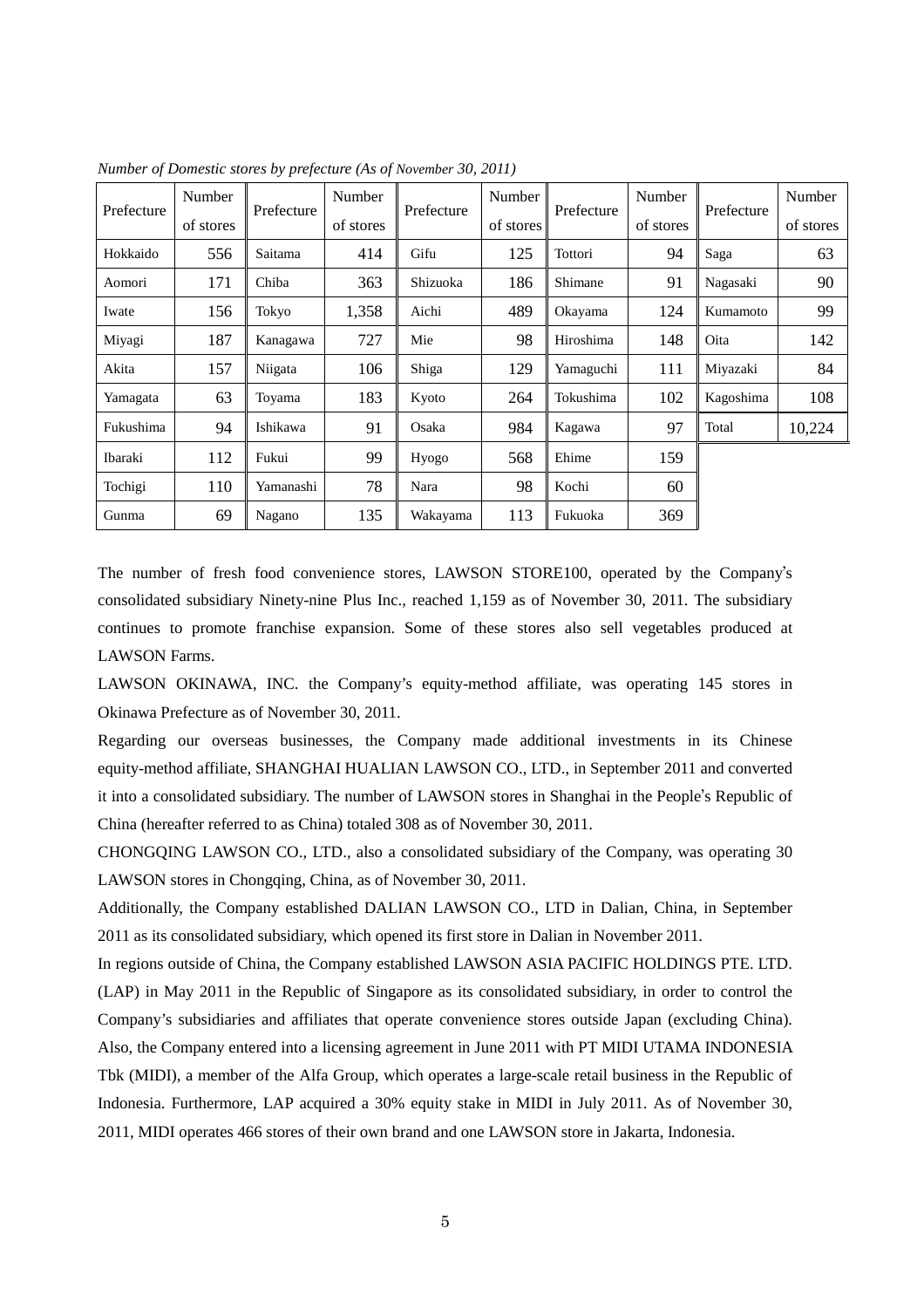*Number of Domestic stores by prefecture (As of November 30, 2011)*

| Prefecture | Number of stores | Prefecture | Number of stores | Prefecture | Number of stores | Prefecture | Number of stores | Prefecture | Number of stores |
|---|---|---|---|---|---|---|---|---|---|
| Hokkaido | 556 | Saitama | 414 | Gifu | 125 | Tottori | 94 | Saga | 63 |
| Aomori | 171 | Chiba | 363 | Shizuoka | 186 | Shimane | 91 | Nagasaki | 90 |
| Iwate | 156 | Tokyo | 1,358 | Aichi | 489 | Okayama | 124 | Kumamoto | 99 |
| Miyagi | 187 | Kanagawa | 727 | Mie | 98 | Hiroshima | 148 | Oita | 142 |
| Akita | 157 | Niigata | 106 | Shiga | 129 | Yamaguchi | 111 | Miyazaki | 84 |
| Yamagata | 63 | Toyama | 183 | Kyoto | 264 | Tokushima | 102 | Kagoshima | 108 |
| Fukushima | 94 | Ishikawa | 91 | Osaka | 984 | Kagawa | 97 | Total | 10,224 |
| Ibaraki | 112 | Fukui | 99 | Hyogo | 568 | Ehime | 159 | | |
| Tochigi | 110 | Yamanashi | 78 | Nara | 98 | Kochi | 60 | | |
| Gunma | 69 | Nagano | 135 | Wakayama | 113 | Fukuoka | 369 | | |

The number of fresh food convenience stores, LAWSON STORE100, operated by the Company's consolidated subsidiary Ninety-nine Plus Inc., reached 1,159 as of November 30, 2011. The subsidiary continues to promote franchise expansion. Some of these stores also sell vegetables produced at LAWSON Farms.

LAWSON OKINAWA, INC. the Company's equity-method affiliate, was operating 145 stores in Okinawa Prefecture as of November 30, 2011.

Regarding our overseas businesses, the Company made additional investments in its Chinese equity-method affiliate, SHANGHAI HUALIAN LAWSON CO., LTD., in September 2011 and converted it into a consolidated subsidiary. The number of LAWSON stores in Shanghai in the People's Republic of China (hereafter referred to as China) totaled 308 as of November 30, 2011.

CHONGQING LAWSON CO., LTD., also a consolidated subsidiary of the Company, was operating 30 LAWSON stores in Chongqing, China, as of November 30, 2011.

Additionally, the Company established DALIAN LAWSON CO., LTD in Dalian, China, in September 2011 as its consolidated subsidiary, which opened its first store in Dalian in November 2011.

In regions outside of China, the Company established LAWSON ASIA PACIFIC HOLDINGS PTE. LTD. (LAP) in May 2011 in the Republic of Singapore as its consolidated subsidiary, in order to control the Company's subsidiaries and affiliates that operate convenience stores outside Japan (excluding China). Also, the Company entered into a licensing agreement in June 2011 with PT MIDI UTAMA INDONESIA Tbk (MIDI), a member of the Alfa Group, which operates a large-scale retail business in the Republic of Indonesia. Furthermore, LAP acquired a 30% equity stake in MIDI in July 2011. As of November 30, 2011, MIDI operates 466 stores of their own brand and one LAWSON store in Jakarta, Indonesia.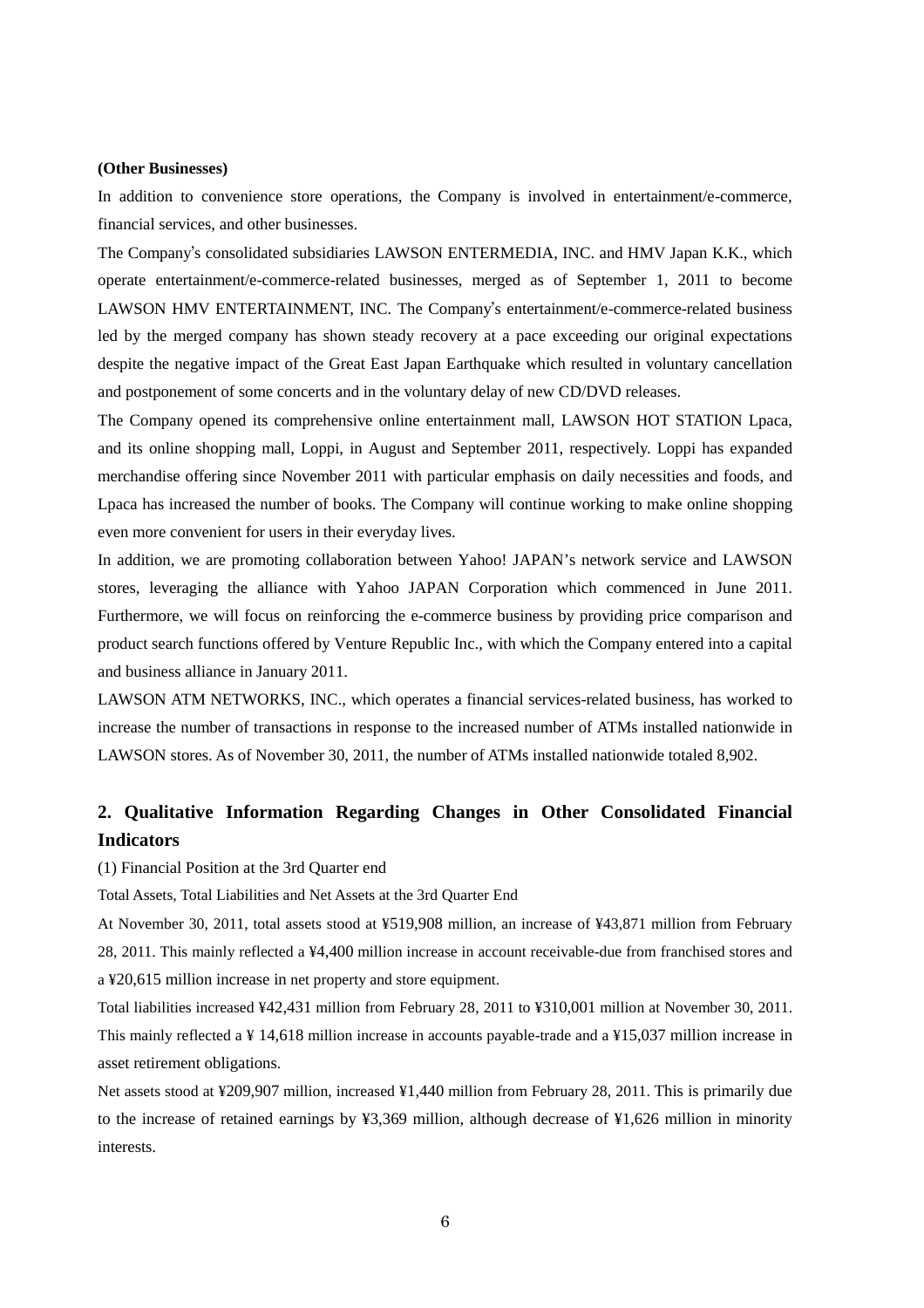**(Other Businesses)**

In addition to convenience store operations, the Company is involved in entertainment/e-commerce, financial services, and other businesses.

The Company's consolidated subsidiaries LAWSON ENTERMEDIA, INC. and HMV Japan K.K., which operate entertainment/e-commerce-related businesses, merged as of September 1, 2011 to become LAWSON HMV ENTERTAINMENT, INC. The Company's entertainment/e-commerce-related business led by the merged company has shown steady recovery at a pace exceeding our original expectations despite the negative impact of the Great East Japan Earthquake which resulted in voluntary cancellation and postponement of some concerts and in the voluntary delay of new CD/DVD releases.

The Company opened its comprehensive online entertainment mall, LAWSON HOT STATION Lpaca, and its online shopping mall, Loppi, in August and September 2011, respectively. Loppi has expanded merchandise offering since November 2011 with particular emphasis on daily necessities and foods, and Lpaca has increased the number of books. The Company will continue working to make online shopping even more convenient for users in their everyday lives.

In addition, we are promoting collaboration between Yahoo! JAPAN's network service and LAWSON stores, leveraging the alliance with Yahoo JAPAN Corporation which commenced in June 2011. Furthermore, we will focus on reinforcing the e-commerce business by providing price comparison and product search functions offered by Venture Republic Inc., with which the Company entered into a capital and business alliance in January 2011.

LAWSON ATM NETWORKS, INC., which operates a financial services-related business, has worked to increase the number of transactions in response to the increased number of ATMs installed nationwide in LAWSON stores. As of November 30, 2011, the number of ATMs installed nationwide totaled 8,902.

## 2. Qualitative Information Regarding Changes in Other Consolidated Financial Indicators

(1) Financial Position at the 3rd Quarter end

Total Assets, Total Liabilities and Net Assets at the 3rd Quarter End

At November 30, 2011, total assets stood at ¥519,908 million, an increase of ¥43,871 million from February 28, 2011. This mainly reflected a ¥4,400 million increase in account receivable-due from franchised stores and a ¥20,615 million increase in net property and store equipment.

Total liabilities increased ¥42,431 million from February 28, 2011 to ¥310,001 million at November 30, 2011. This mainly reflected a ¥ 14,618 million increase in accounts payable-trade and a ¥15,037 million increase in asset retirement obligations.

Net assets stood at ¥209,907 million, increased ¥1,440 million from February 28, 2011. This is primarily due to the increase of retained earnings by ¥3,369 million, although decrease of ¥1,626 million in minority interests.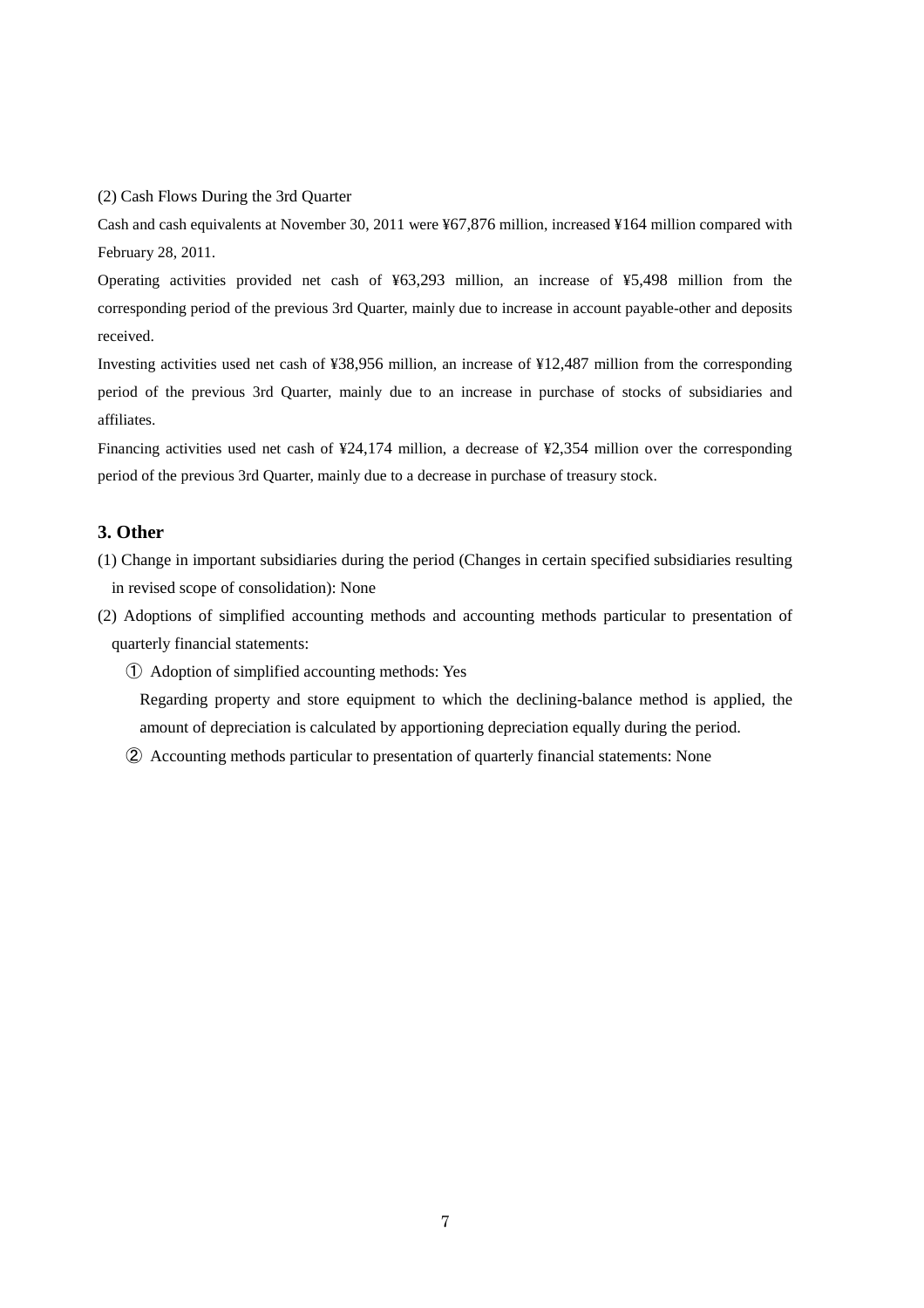(2) Cash Flows During the 3rd Quarter

Cash and cash equivalents at November 30, 2011 were ¥67,876 million, increased ¥164 million compared with February 28, 2011.

Operating activities provided net cash of ¥63,293 million, an increase of ¥5,498 million from the corresponding period of the previous 3rd Quarter, mainly due to increase in account payable-other and deposits received.

Investing activities used net cash of ¥38,956 million, an increase of ¥12,487 million from the corresponding period of the previous 3rd Quarter, mainly due to an increase in purchase of stocks of subsidiaries and affiliates.

Financing activities used net cash of ¥24,174 million, a decrease of ¥2,354 million over the corresponding period of the previous 3rd Quarter, mainly due to a decrease in purchase of treasury stock.

## 3. Other

(1) Change in important subsidiaries during the period (Changes in certain specified subsidiaries resulting in revised scope of consolidation): None

(2) Adoptions of simplified accounting methods and accounting methods particular to presentation of quarterly financial statements:

① Adoption of simplified accounting methods: Yes

Regarding property and store equipment to which the declining-balance method is applied, the amount of depreciation is calculated by apportioning depreciation equally during the period.

② Accounting methods particular to presentation of quarterly financial statements: None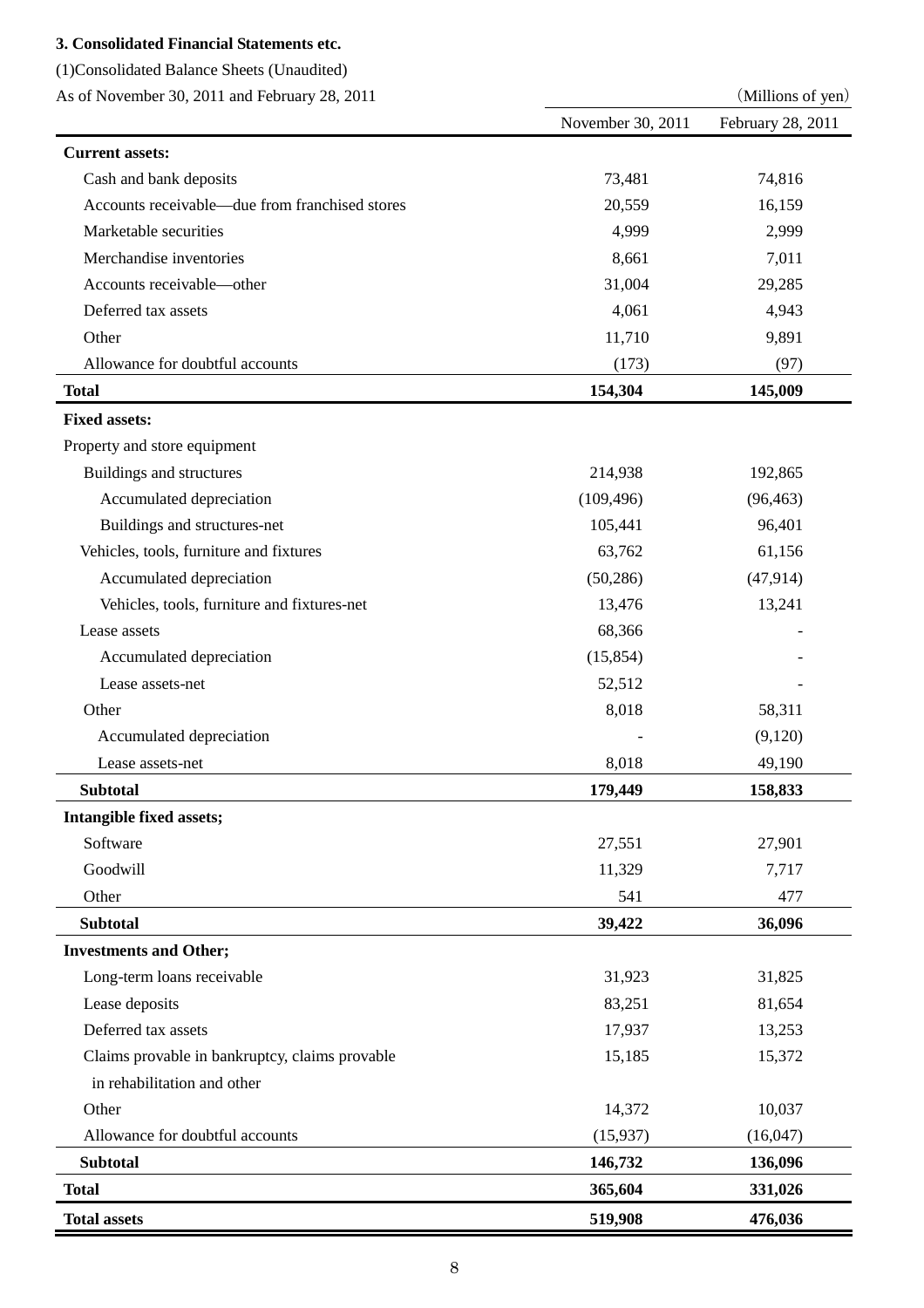### 3. Consolidated Financial Statements etc.

(1)Consolidated Balance Sheets (Unaudited)

As of November 30, 2011 and February 28, 2011

(Millions of yen)

| | November 30, 2011 | February 28, 2011 |
|---|---|---|
| **Current assets:** | | |
| Cash and bank deposits | 73,481 | 74,816 |
| Accounts receivable—due from franchised stores | 20,559 | 16,159 |
| Marketable securities | 4,999 | 2,999 |
| Merchandise inventories | 8,661 | 7,011 |
| Accounts receivable—other | 31,004 | 29,285 |
| Deferred tax assets | 4,061 | 4,943 |
| Other | 11,710 | 9,891 |
| Allowance for doubtful accounts | (173) | (97) |
| **Total** | **154,304** | **145,009** |
| **Fixed assets:** | | |
| Property and store equipment | | |
| Buildings and structures | 214,938 | 192,865 |
| Accumulated depreciation | (109,496) | (96,463) |
| Buildings and structures-net | 105,441 | 96,401 |
| Vehicles, tools, furniture and fixtures | 63,762 | 61,156 |
| Accumulated depreciation | (50,286) | (47,914) |
| Vehicles, tools, furniture and fixtures-net | 13,476 | 13,241 |
| Lease assets | 68,366 | - |
| Accumulated depreciation | (15,854) | - |
| Lease assets-net | 52,512 | - |
| Other | 8,018 | 58,311 |
| Accumulated depreciation | - | (9,120) |
| Lease assets-net | 8,018 | 49,190 |
| **Subtotal** | **179,449** | **158,833** |
| **Intangible fixed assets;** | | |
| Software | 27,551 | 27,901 |
| Goodwill | 11,329 | 7,717 |
| Other | 541 | 477 |
| **Subtotal** | **39,422** | **36,096** |
| **Investments and Other;** | | |
| Long-term loans receivable | 31,923 | 31,825 |
| Lease deposits | 83,251 | 81,654 |
| Deferred tax assets | 17,937 | 13,253 |
| Claims provable in bankruptcy, claims provable in rehabilitation and other | 15,185 | 15,372 |
| Other | 14,372 | 10,037 |
| Allowance for doubtful accounts | (15,937) | (16,047) |
| **Subtotal** | **146,732** | **136,096** |
| **Total** | **365,604** | **331,026** |
| **Total assets** | **519,908** | **476,036** |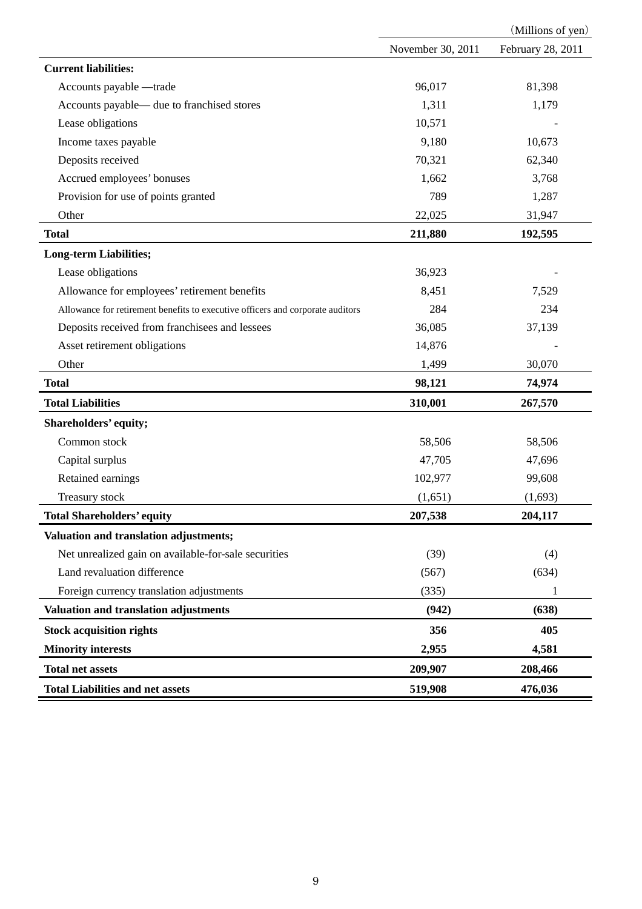| | November 30, 2011 | February 28, 2011 |
|---|---|---|
| | | (Millions of yen) |
| **Current liabilities:** | | |
| Accounts payable —trade | 96,017 | 81,398 |
| Accounts payable— due to franchised stores | 1,311 | 1,179 |
| Lease obligations | 10,571 | - |
| Income taxes payable | 9,180 | 10,673 |
| Deposits received | 70,321 | 62,340 |
| Accrued employees' bonuses | 1,662 | 3,768 |
| Provision for use of points granted | 789 | 1,287 |
| Other | 22,025 | 31,947 |
| **Total** | **211,880** | **192,595** |
| **Long-term Liabilities;** | | |
| Lease obligations | 36,923 | - |
| Allowance for employees' retirement benefits | 8,451 | 7,529 |
| Allowance for retirement benefits to executive officers and corporate auditors | 284 | 234 |
| Deposits received from franchisees and lessees | 36,085 | 37,139 |
| Asset retirement obligations | 14,876 | - |
| Other | 1,499 | 30,070 |
| **Total** | **98,121** | **74,974** |
| **Total Liabilities** | **310,001** | **267,570** |
| **Shareholders' equity;** | | |
| Common stock | 58,506 | 58,506 |
| Capital surplus | 47,705 | 47,696 |
| Retained earnings | 102,977 | 99,608 |
| Treasury stock | (1,651) | (1,693) |
| **Total Shareholders' equity** | **207,538** | **204,117** |
| **Valuation and translation adjustments;** | | |
| Net unrealized gain on available-for-sale securities | (39) | (4) |
| Land revaluation difference | (567) | (634) |
| Foreign currency translation adjustments | (335) | 1 |
| **Valuation and translation adjustments** | **(942)** | **(638)** |
| **Stock acquisition rights** | **356** | **405** |
| **Minority interests** | **2,955** | **4,581** |
| **Total net assets** | **209,907** | **208,466** |
| **Total Liabilities and net assets** | **519,908** | **476,036** |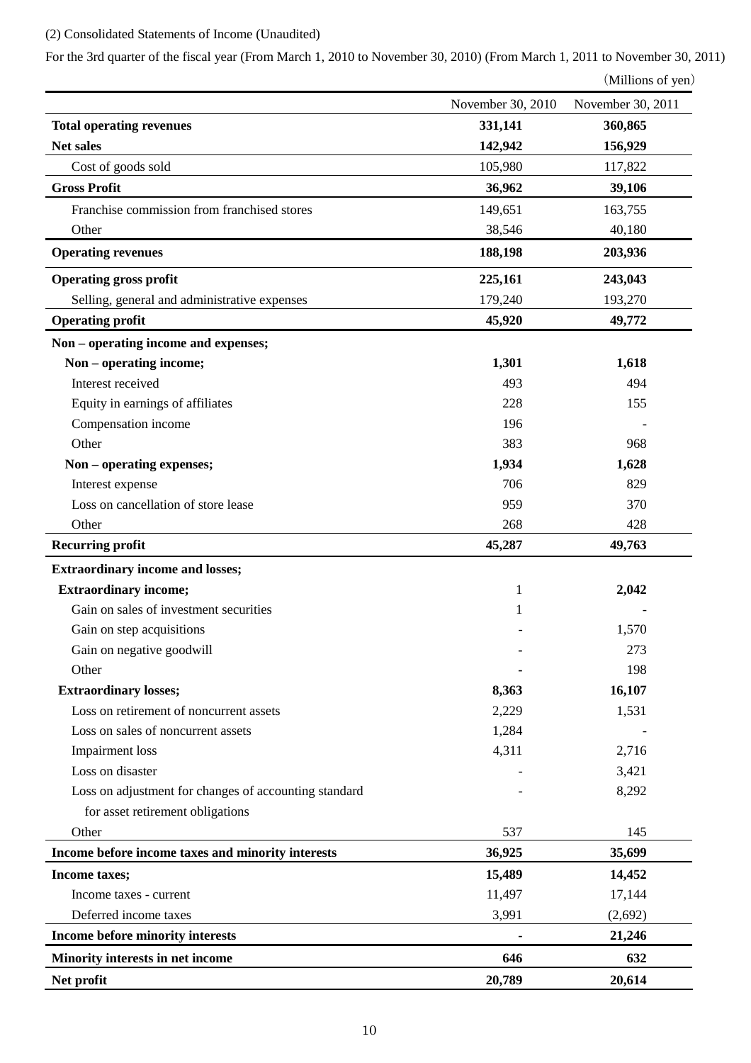(2) Consolidated Statements of Income (Unaudited)

For the 3rd quarter of the fiscal year (From March 1, 2010 to November 30, 2010) (From March 1, 2011 to November 30, 2011)

(Millions of yen)

| | November 30, 2010 | November 30, 2011 |
|---|---|---|
| **Total operating revenues** | **331,141** | **360,865** |
| **Net sales** | **142,942** | **156,929** |
| Cost of goods sold | 105,980 | 117,822 |
| **Gross Profit** | **36,962** | **39,106** |
| Franchise commission from franchised stores | 149,651 | 163,755 |
| Other | 38,546 | 40,180 |
| **Operating revenues** | **188,198** | **203,936** |
| **Operating gross profit** | **225,161** | **243,043** |
| Selling, general and administrative expenses | 179,240 | 193,270 |
| **Operating profit** | **45,920** | **49,772** |
| **Non – operating income and expenses;** | | |
| **Non – operating income;** | **1,301** | **1,618** |
| Interest received | 493 | 494 |
| Equity in earnings of affiliates | 228 | 155 |
| Compensation income | 196 | - |
| Other | 383 | 968 |
| **Non – operating expenses;** | **1,934** | **1,628** |
| Interest expense | 706 | 829 |
| Loss on cancellation of store lease | 959 | 370 |
| Other | 268 | 428 |
| **Recurring profit** | **45,287** | **49,763** |
| **Extraordinary income and losses;** | | |
| **Extraordinary income;** | 1 | **2,042** |
| Gain on sales of investment securities | 1 | - |
| Gain on step acquisitions | - | 1,570 |
| Gain on negative goodwill | - | 273 |
| Other | - | 198 |
| **Extraordinary losses;** | **8,363** | **16,107** |
| Loss on retirement of noncurrent assets | 2,229 | 1,531 |
| Loss on sales of noncurrent assets | 1,284 | - |
| Impairment loss | 4,311 | 2,716 |
| Loss on disaster | - | 3,421 |
| Loss on adjustment for changes of accounting standard for asset retirement obligations | - | 8,292 |
| Other | 537 | 145 |
| **Income before income taxes and minority interests** | **36,925** | **35,699** |
| **Income taxes;** | **15,489** | **14,452** |
| Income taxes - current | 11,497 | 17,144 |
| Deferred income taxes | 3,991 | (2,692) |
| **Income before minority interests** | **-** | **21,246** |
| **Minority interests in net income** | **646** | **632** |
| **Net profit** | **20,789** | **20,614** |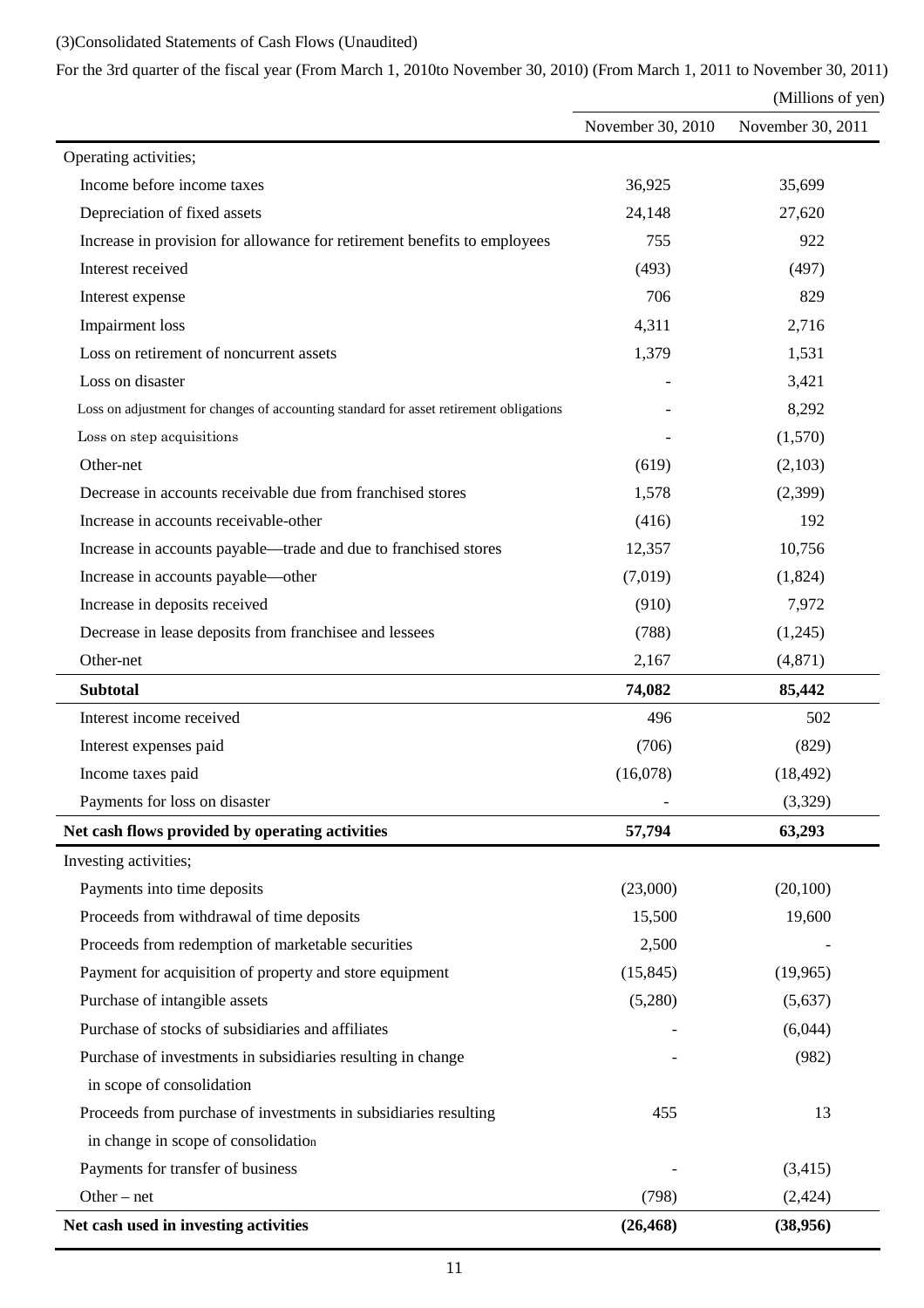(3)Consolidated Statements of Cash Flows (Unaudited)

For the 3rd quarter of the fiscal year (From March 1, 2010to November 30, 2010) (From March 1, 2011 to November 30, 2011)

(Millions of yen)

| | November 30, 2010 | November 30, 2011 |
|---|---|---|
| Operating activities; | | |
| Income before income taxes | 36,925 | 35,699 |
| Depreciation of fixed assets | 24,148 | 27,620 |
| Increase in provision for allowance for retirement benefits to employees | 755 | 922 |
| Interest received | (493) | (497) |
| Interest expense | 706 | 829 |
| Impairment loss | 4,311 | 2,716 |
| Loss on retirement of noncurrent assets | 1,379 | 1,531 |
| Loss on disaster | - | 3,421 |
| Loss on adjustment for changes of accounting standard for asset retirement obligations | - | 8,292 |
| Loss on step acquisitions | - | (1,570) |
| Other-net | (619) | (2,103) |
| Decrease in accounts receivable due from franchised stores | 1,578 | (2,399) |
| Increase in accounts receivable-other | (416) | 192 |
| Increase in accounts payable—trade and due to franchised stores | 12,357 | 10,756 |
| Increase in accounts payable—other | (7,019) | (1,824) |
| Increase in deposits received | (910) | 7,972 |
| Decrease in lease deposits from franchisee and lessees | (788) | (1,245) |
| Other-net | 2,167 | (4,871) |
| **Subtotal** | **74,082** | **85,442** |
| Interest income received | 496 | 502 |
| Interest expenses paid | (706) | (829) |
| Income taxes paid | (16,078) | (18,492) |
| Payments for loss on disaster | - | (3,329) |
| **Net cash flows provided by operating activities** | **57,794** | **63,293** |
| Investing activities; | | |
| Payments into time deposits | (23,000) | (20,100) |
| Proceeds from withdrawal of time deposits | 15,500 | 19,600 |
| Proceeds from redemption of marketable securities | 2,500 | - |
| Payment for acquisition of property and store equipment | (15,845) | (19,965) |
| Purchase of intangible assets | (5,280) | (5,637) |
| Purchase of stocks of subsidiaries and affiliates | - | (6,044) |
| Purchase of investments in subsidiaries resulting in change in scope of consolidation | - | (982) |
| Proceeds from purchase of investments in subsidiaries resulting in change in scope of consolidation | 455 | 13 |
| Payments for transfer of business | - | (3,415) |
| Other – net | (798) | (2,424) |
| **Net cash used in investing activities** | **(26,468)** | **(38,956)** |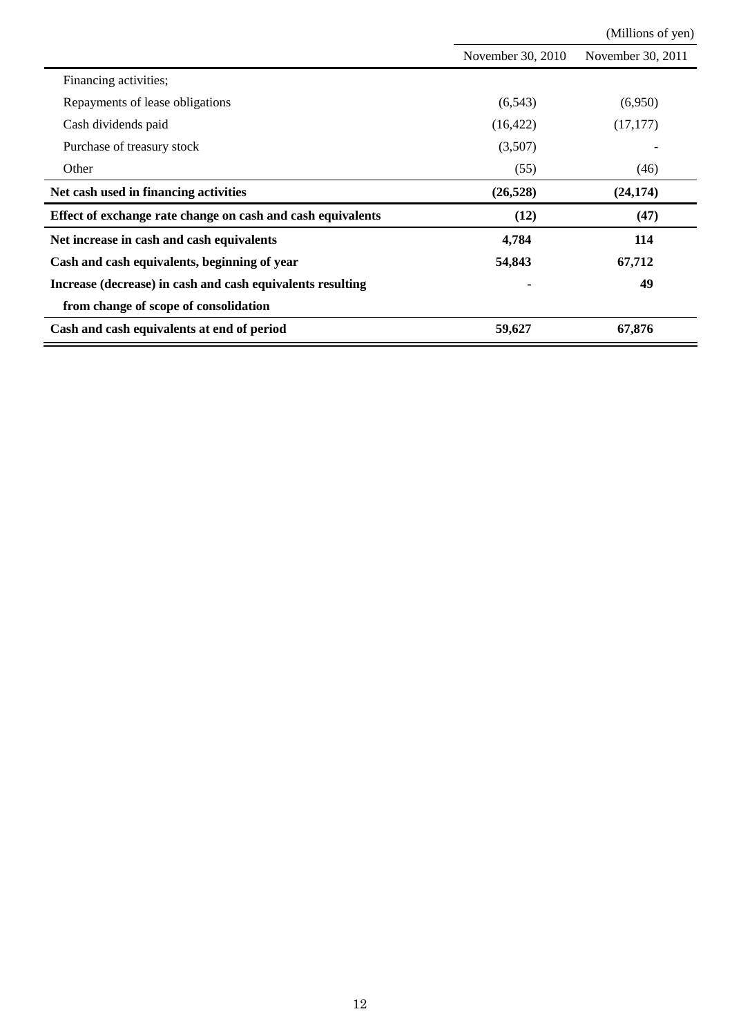(Millions of yen)

| | November 30, 2010 | November 30, 2011 |
|---|---|---|
| Financing activities; | | |
| Repayments of lease obligations | (6,543) | (6,950) |
| Cash dividends paid | (16,422) | (17,177) |
| Purchase of treasury stock | (3,507) | - |
| Other | (55) | (46) |
| **Net cash used in financing activities** | **(26,528)** | **(24,174)** |
| **Effect of exchange rate change on cash and cash equivalents** | **(12)** | **(47)** |
| **Net increase in cash and cash equivalents** | **4,784** | **114** |
| **Cash and cash equivalents, beginning of year** | **54,843** | **67,712** |
| **Increase (decrease) in cash and cash equivalents resulting from change of scope of consolidation** | **-** | **49** |
| **Cash and cash equivalents at end of period** | **59,627** | **67,876** |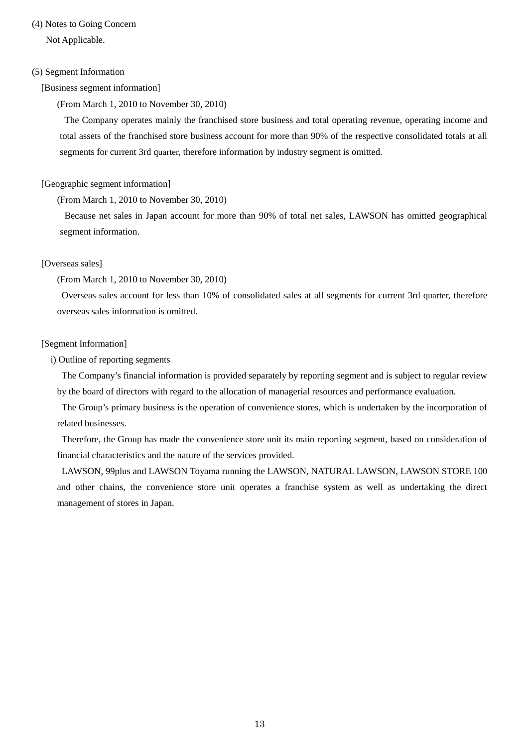(4) Notes to Going Concern

Not Applicable.

(5) Segment Information

[Business segment information]

(From March 1, 2010 to November 30, 2010)

The Company operates mainly the franchised store business and total operating revenue, operating income and total assets of the franchised store business account for more than 90% of the respective consolidated totals at all segments for current 3rd quarter, therefore information by industry segment is omitted.

[Geographic segment information]

(From March 1, 2010 to November 30, 2010)

Because net sales in Japan account for more than 90% of total net sales, LAWSON has omitted geographical segment information.

[Overseas sales]

(From March 1, 2010 to November 30, 2010)

Overseas sales account for less than 10% of consolidated sales at all segments for current 3rd quarter, therefore overseas sales information is omitted.

[Segment Information]

i) Outline of reporting segments

The Company's financial information is provided separately by reporting segment and is subject to regular review by the board of directors with regard to the allocation of managerial resources and performance evaluation.

The Group's primary business is the operation of convenience stores, which is undertaken by the incorporation of related businesses.

Therefore, the Group has made the convenience store unit its main reporting segment, based on consideration of financial characteristics and the nature of the services provided.

LAWSON, 99plus and LAWSON Toyama running the LAWSON, NATURAL LAWSON, LAWSON STORE 100 and other chains, the convenience store unit operates a franchise system as well as undertaking the direct management of stores in Japan.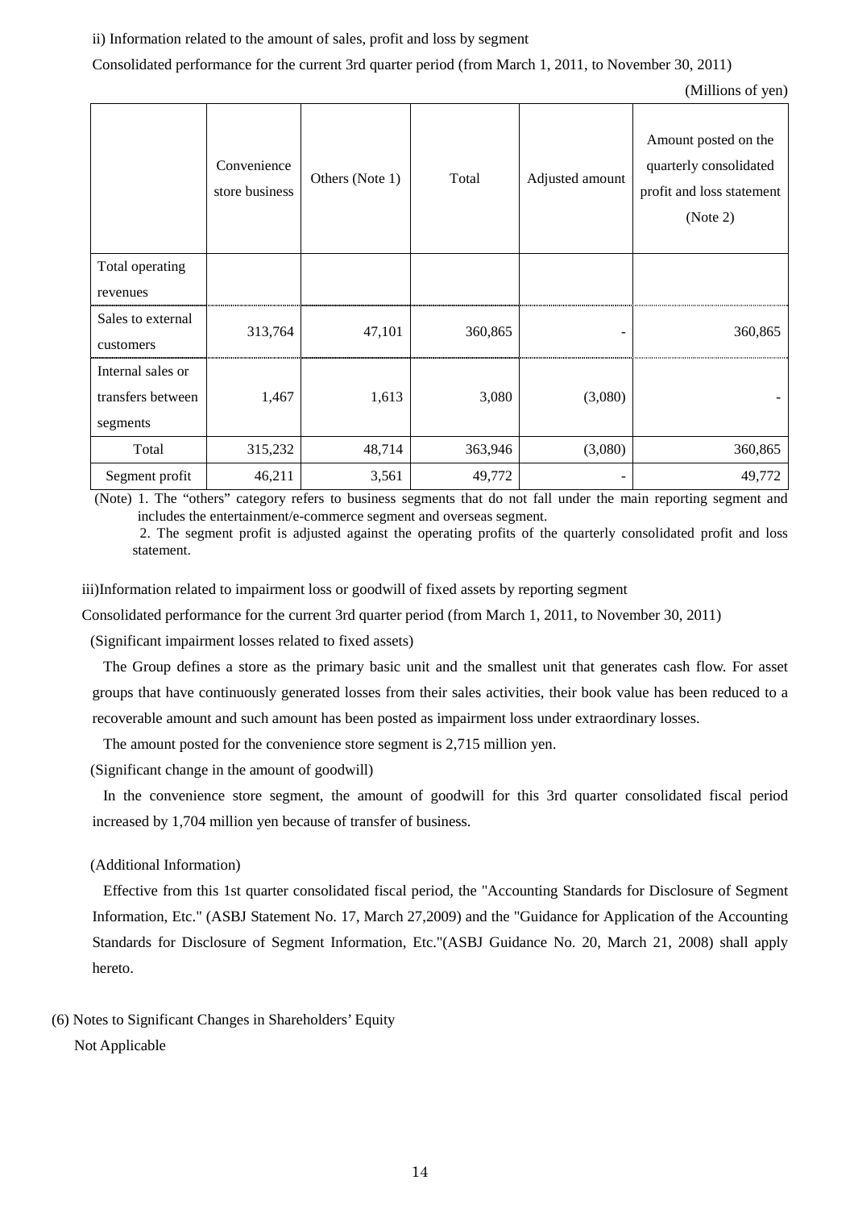ii) Information related to the amount of sales, profit and loss by segment

Consolidated performance for the current 3rd quarter period (from March 1, 2011, to November 30, 2011)

(Millions of yen)

| | Convenience store business | Others (Note 1) | Total | Adjusted amount | Amount posted on the quarterly consolidated profit and loss statement (Note 2) |
|---|---|---|---|---|---|
| Total operating revenues | | | | | |
| Sales to external customers | 313,764 | 47,101 | 360,865 | - | 360,865 |
| Internal sales or transfers between segments | 1,467 | 1,613 | 3,080 | (3,080) | - |
| Total | 315,232 | 48,714 | 363,946 | (3,080) | 360,865 |
| Segment profit | 46,211 | 3,561 | 49,772 | - | 49,772 |

(Note) 1. The "others" category refers to business segments that do not fall under the main reporting segment and includes the entertainment/e-commerce segment and overseas segment.

2. The segment profit is adjusted against the operating profits of the quarterly consolidated profit and loss statement.

iii)Information related to impairment loss or goodwill of fixed assets by reporting segment

Consolidated performance for the current 3rd quarter period (from March 1, 2011, to November 30, 2011)

(Significant impairment losses related to fixed assets)

The Group defines a store as the primary basic unit and the smallest unit that generates cash flow. For asset groups that have continuously generated losses from their sales activities, their book value has been reduced to a recoverable amount and such amount has been posted as impairment loss under extraordinary losses.

The amount posted for the convenience store segment is 2,715 million yen.

(Significant change in the amount of goodwill)

In the convenience store segment, the amount of goodwill for this 3rd quarter consolidated fiscal period increased by 1,704 million yen because of transfer of business.

(Additional Information)

Effective from this 1st quarter consolidated fiscal period, the "Accounting Standards for Disclosure of Segment Information, Etc." (ASBJ Statement No. 17, March 27,2009) and the "Guidance for Application of the Accounting Standards for Disclosure of Segment Information, Etc."(ASBJ Guidance No. 20, March 21, 2008) shall apply hereto.

(6) Notes to Significant Changes in Shareholders' Equity

Not Applicable